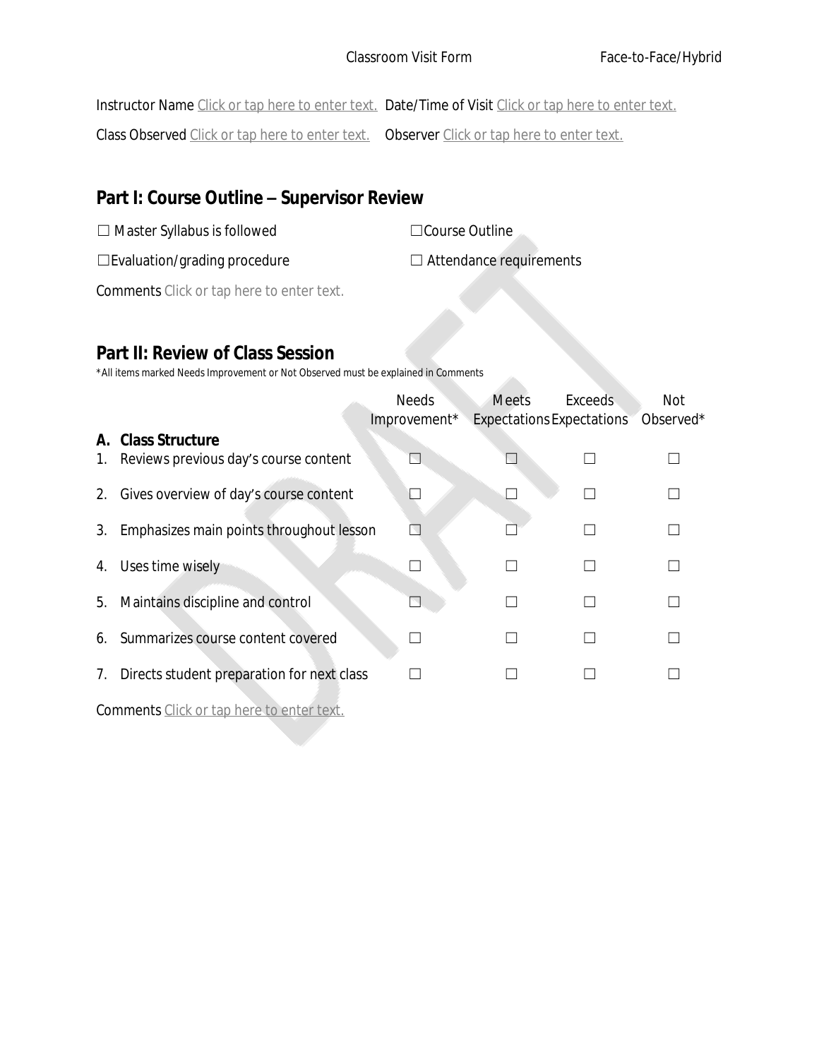Classroom Visit Form Face-to-Face/Hybrid

Instructor Name Click or tap here to enter text. Date/Time of Visit Click or tap here to enter text.

Class Observed Click or tap here to enter text. Observer Click or tap here to enter text.

## Part I: Course Outline – Supervisor Review

☐ Master Syllabus is followed ☐Course Outline

☐Evaluation/grading procedure ☐ Attendance requirements

Comments Click or tap here to enter text.

## Part II: Review of Class Session

*All items marked Needs Improvement or Not Observed must be explained in Comments

| | Needs Improvement* | Meets Expectations | Exceeds Expectations | Not Observed* |
|---|---|---|---|---|
| **A. Class Structure** | | | | |
| 1. Reviews previous day's course content | ☐ | ☐ | ☐ | ☐ |
| 2. Gives overview of day's course content | ☐ | ☐ | ☐ | ☐ |
| 3. Emphasizes main points throughout lesson | ☐ | ☐ | ☐ | ☐ |
| 4. Uses time wisely | ☐ | ☐ | ☐ | ☐ |
| 5. Maintains discipline and control | ☐ | ☐ | ☐ | ☐ |
| 6. Summarizes course content covered | ☐ | ☐ | ☐ | ☐ |
| 7. Directs student preparation for next class | ☐ | ☐ | ☐ | ☐ |

Comments Click or tap here to enter text.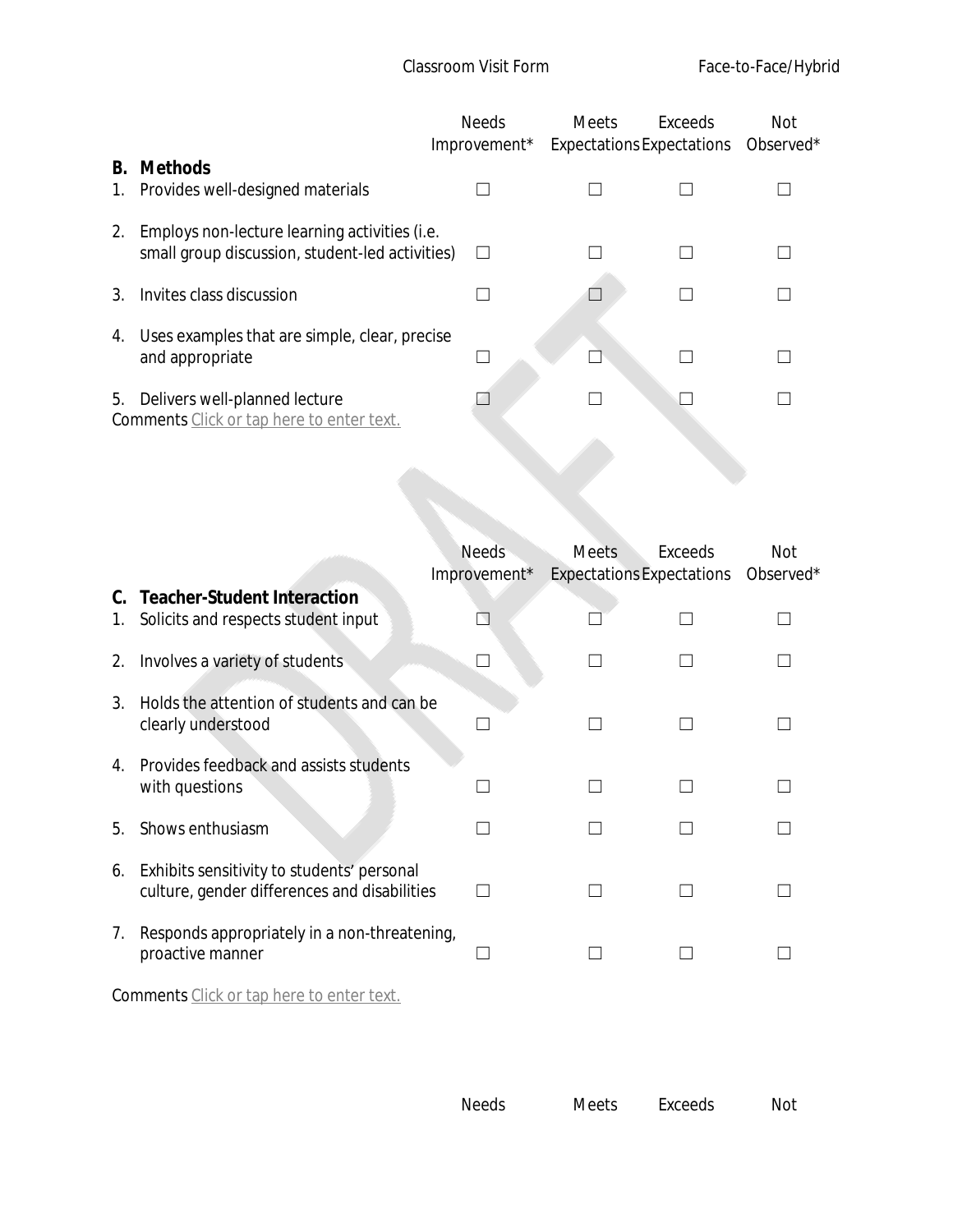| | Needs Improvement* | Meets Expectations | Exceeds Expectations | Not Observed* |
|---|---|---|---|---|
| **B. Methods** | | | | |
| 1. Provides well-designed materials | ☐ | ☐ | ☐ | ☐ |
| 2. Employs non-lecture learning activities (i.e. small group discussion, student-led activities) | ☐ | ☐ | ☐ | ☐ |
| 3. Invites class discussion | ☐ | ☐ | ☐ | ☐ |
| 4. Uses examples that are simple, clear, precise and appropriate | ☐ | ☐ | ☐ | ☐ |
| 5. Delivers well-planned lecture | ☐ | ☐ | ☐ | ☐ |

Comments Click or tap here to enter text.

| | Needs Improvement* | Meets Expectations | Exceeds Expectations | Not Observed* |
|---|---|---|---|---|
| **C. Teacher-Student Interaction** | | | | |
| 1. Solicits and respects student input | ☐ | ☐ | ☐ | ☐ |
| 2. Involves a variety of students | ☐ | ☐ | ☐ | ☐ |
| 3. Holds the attention of students and can be clearly understood | ☐ | ☐ | ☐ | ☐ |
| 4. Provides feedback and assists students with questions | ☐ | ☐ | ☐ | ☐ |
| 5. Shows enthusiasm | ☐ | ☐ | ☐ | ☐ |
| 6. Exhibits sensitivity to students' personal culture, gender differences and disabilities | ☐ | ☐ | ☐ | ☐ |
| 7. Responds appropriately in a non-threatening, proactive manner | ☐ | ☐ | ☐ | ☐ |

Comments Click or tap here to enter text.

| | Needs | Meets | Exceeds | Not |
|---|---|---|---|---|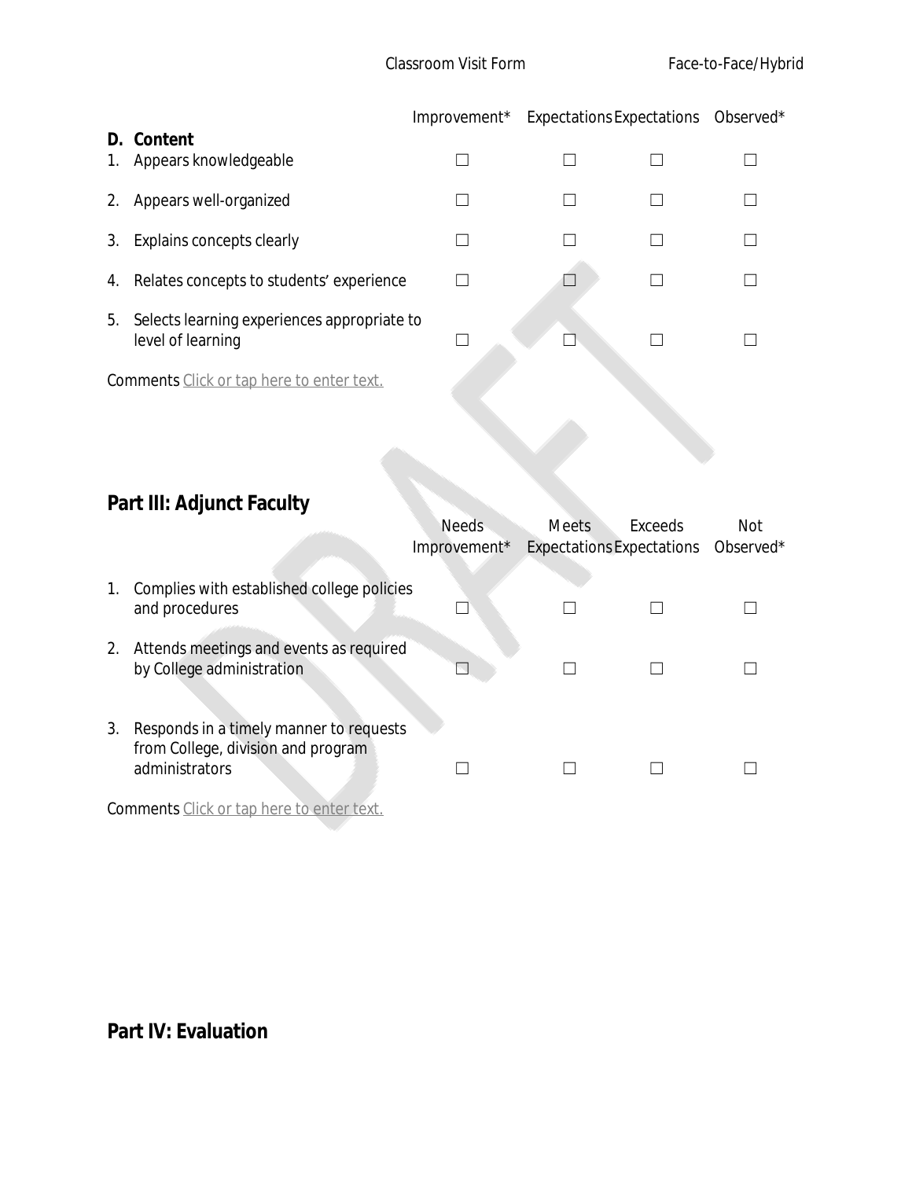| | Improvement* | Expectations | Expectations | Observed* |
|---|---|---|---|---|
| **D. Content** | | | | |
| 1. Appears knowledgeable | ☐ | ☐ | ☐ | ☐ |
| 2. Appears well-organized | ☐ | ☐ | ☐ | ☐ |
| 3. Explains concepts clearly | ☐ | ☐ | ☐ | ☐ |
| 4. Relates concepts to students' experience | ☐ | ☐ | ☐ | ☐ |
| 5. Selects learning experiences appropriate to level of learning | ☐ | ☐ | ☐ | ☐ |

Comments Click or tap here to enter text.

## Part III: Adjunct Faculty

| | Needs Improvement* | Meets Expectations | Exceeds Expectations | Not Observed* |
|---|---|---|---|---|
| 1. Complies with established college policies and procedures | ☐ | ☐ | ☐ | ☐ |
| 2. Attends meetings and events as required by College administration | ☐ | ☐ | ☐ | ☐ |
| 3. Responds in a timely manner to requests from College, division and program administrators | ☐ | ☐ | ☐ | ☐ |

Comments Click or tap here to enter text.

## Part IV: Evaluation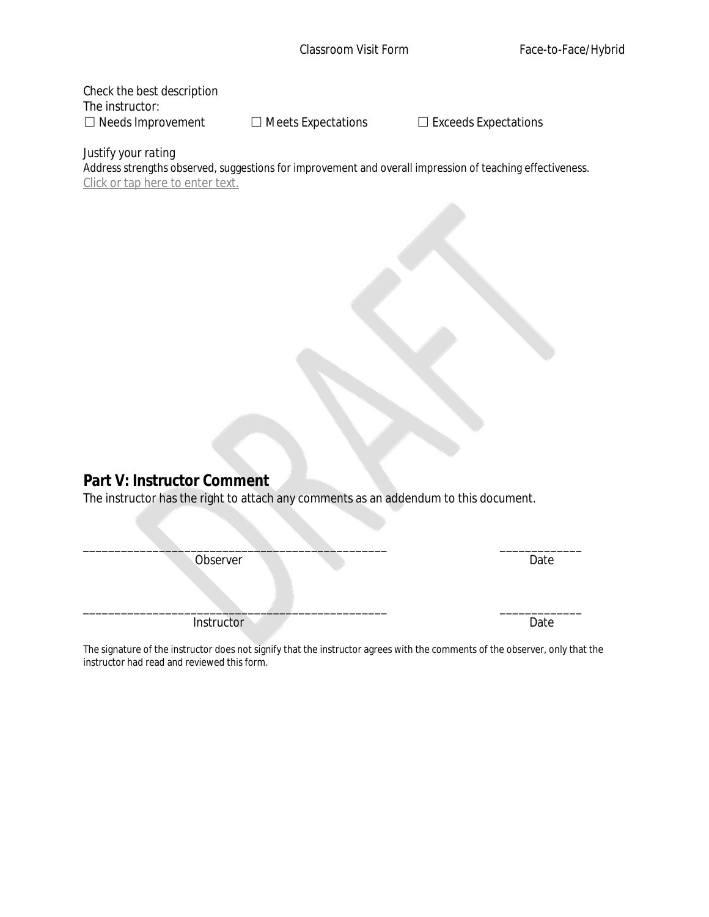Check the best description
The instructor:
☐ Needs Improvement ☐ Meets Expectations ☐ Exceeds Expectations

*Justify your rating*
Address strengths observed, suggestions for improvement and overall impression of teaching effectiveness.
Click or tap here to enter text.

## Part V: Instructor Comment

The instructor has the right to attach any comments as an addendum to this document.

_________________________________________________ _____________
Observer Date

_________________________________________________ _____________
Instructor Date

The signature of the instructor does not signify that the instructor agrees with the comments of the observer, only that the instructor had read and reviewed this form.